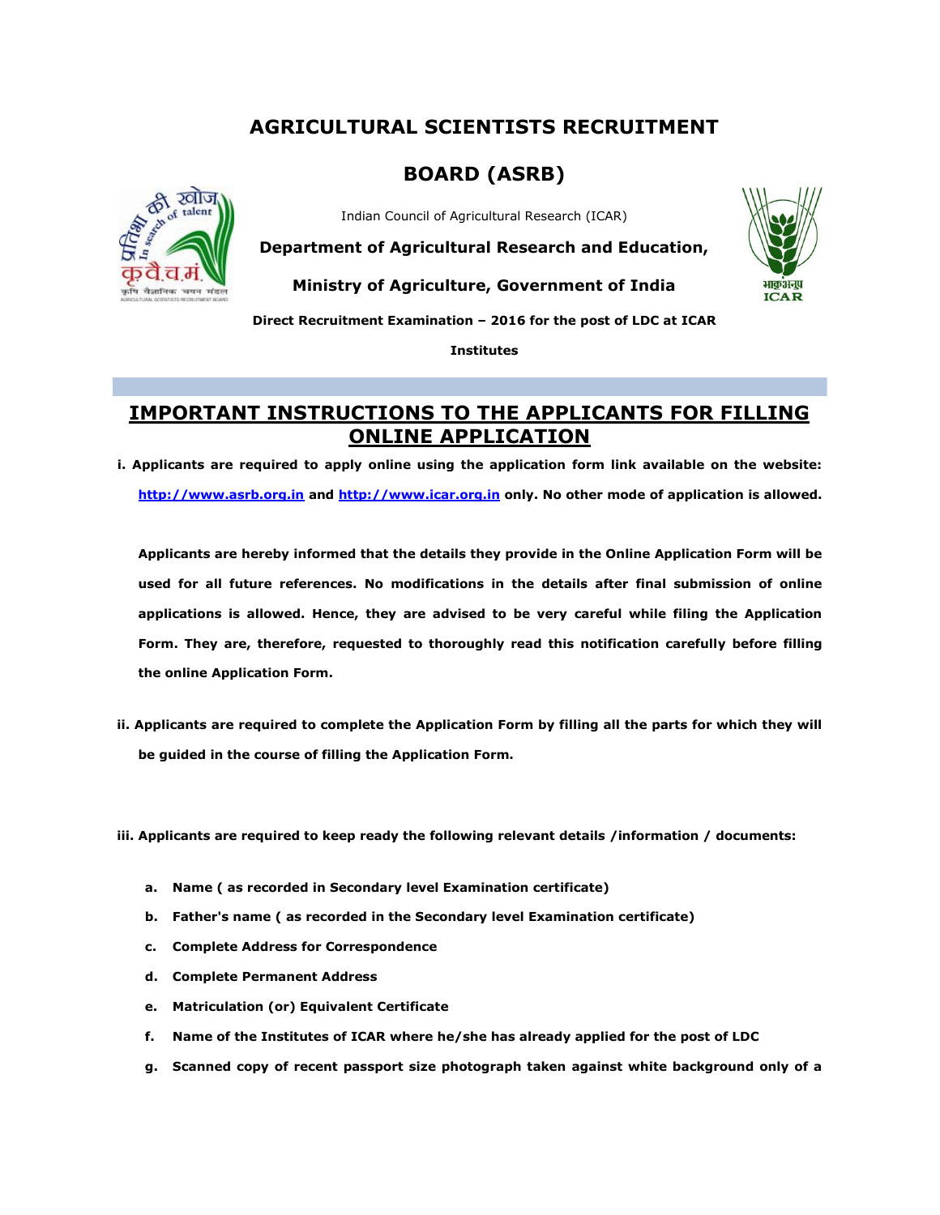# AGRICULTURAL SCIENTISTS RECRUITMENT BOARD (ASRB)

Indian Council of Agricultural Research (ICAR)

**Department of Agricultural Research and Education,**

**Ministry of Agriculture, Government of India**

**Direct Recruitment Examination – 2016 for the post of LDC at ICAR Institutes**

## IMPORTANT INSTRUCTIONS TO THE APPLICANTS FOR FILLING ONLINE APPLICATION

**i. Applicants are required to apply online using the application form link available on the website: [http://www.asrb.org.in](http://www.asrb.org.in) and [http://www.icar.org.in](http://www.icar.org.in) only. No other mode of application is allowed.**

**Applicants are hereby informed that the details they provide in the Online Application Form will be used for all future references. No modifications in the details after final submission of online applications is allowed. Hence, they are advised to be very careful while filing the Application Form. They are, therefore, requested to thoroughly read this notification carefully before filling the online Application Form.**

**ii. Applicants are required to complete the Application Form by filling all the parts for which they will be guided in the course of filling the Application Form.**

**iii. Applicants are required to keep ready the following relevant details /information / documents:**

- **a. Name ( as recorded in Secondary level Examination certificate)**
- **b. Father's name ( as recorded in the Secondary level Examination certificate)**
- **c. Complete Address for Correspondence**
- **d. Complete Permanent Address**
- **e. Matriculation (or) Equivalent Certificate**
- **f. Name of the Institutes of ICAR where he/she has already applied for the post of LDC**
- **g. Scanned copy of recent passport size photograph taken against white background only of a**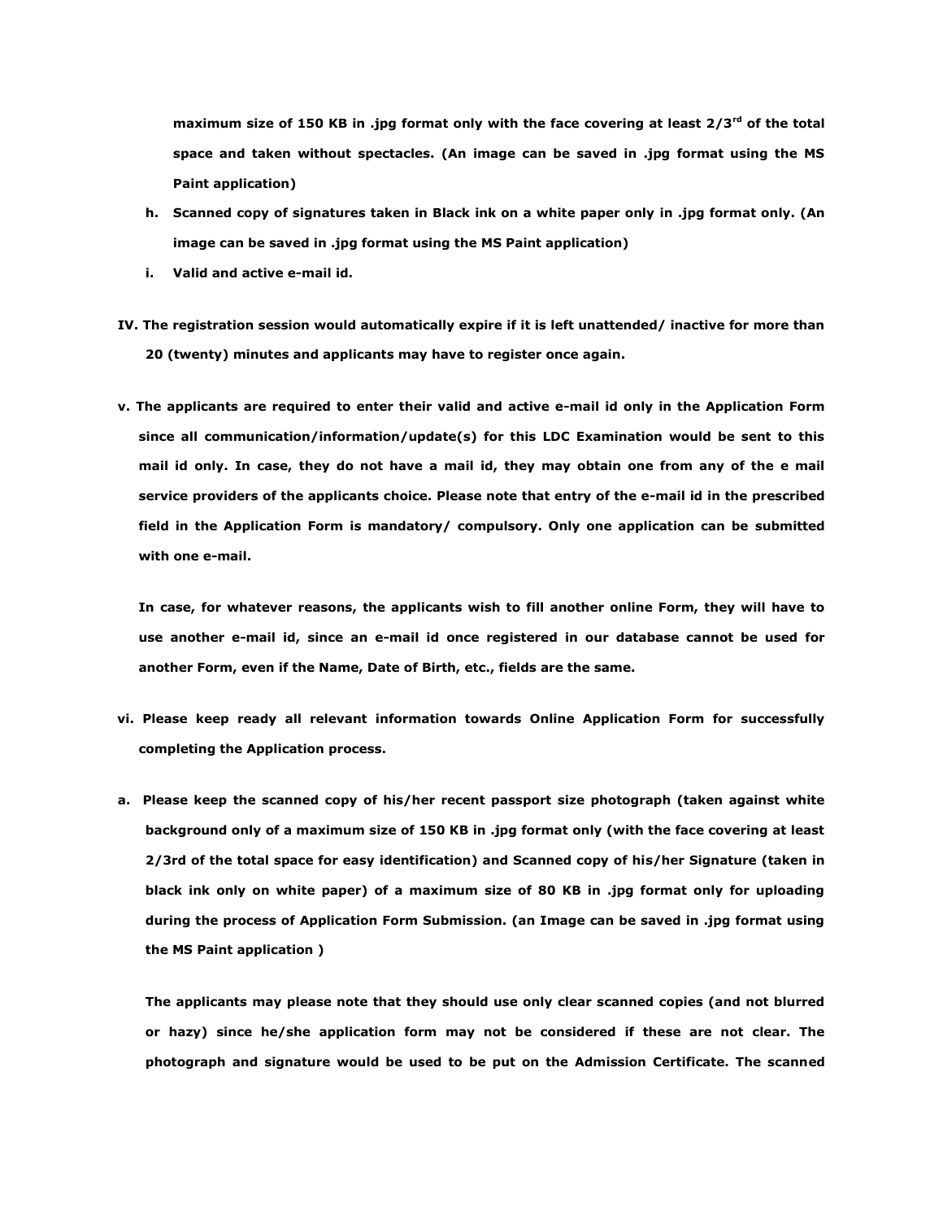**maximum size of 150 KB in .jpg format only with the face covering at least 2/3rd of the total space and taken without spectacles. (An image can be saved in .jpg format using the MS Paint application)**

h. **Scanned copy of signatures taken in Black ink on a white paper only in .jpg format only. (An image can be saved in .jpg format using the MS Paint application)**

i. **Valid and active e-mail id.**

**IV. The registration session would automatically expire if it is left unattended/ inactive for more than 20 (twenty) minutes and applicants may have to register once again.**

**v. The applicants are required to enter their valid and active e-mail id only in the Application Form since all communication/information/update(s) for this LDC Examination would be sent to this mail id only. In case, they do not have a mail id, they may obtain one from any of the e mail service providers of the applicants choice. Please note that entry of the e-mail id in the prescribed field in the Application Form is mandatory/ compulsory. Only one application can be submitted with one e-mail.**

**In case, for whatever reasons, the applicants wish to fill another online Form, they will have to use another e-mail id, since an e-mail id once registered in our database cannot be used for another Form, even if the Name, Date of Birth, etc., fields are the same.**

**vi. Please keep ready all relevant information towards Online Application Form for successfully completing the Application process.**

**a. Please keep the scanned copy of his/her recent passport size photograph (taken against white background only of a maximum size of 150 KB in .jpg format only (with the face covering at least 2/3rd of the total space for easy identification) and Scanned copy of his/her Signature (taken in black ink only on white paper) of a maximum size of 80 KB in .jpg format only for uploading during the process of Application Form Submission. (an Image can be saved in .jpg format using the MS Paint application )**

**The applicants may please note that they should use only clear scanned copies (and not blurred or hazy) since he/she application form may not be considered if these are not clear. The photograph and signature would be used to be put on the Admission Certificate. The scanned**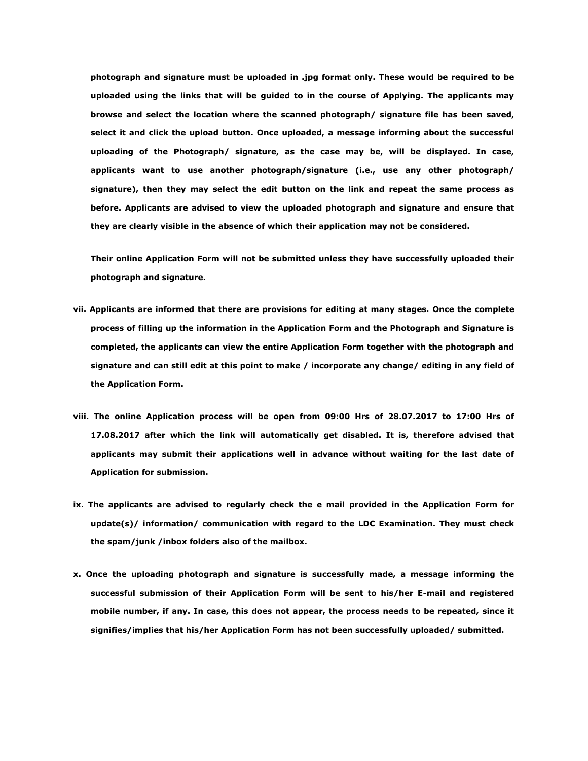**photograph and signature must be uploaded in .jpg format only. These would be required to be uploaded using the links that will be guided to in the course of Applying. The applicants may browse and select the location where the scanned photograph/ signature file has been saved, select it and click the upload button. Once uploaded, a message informing about the successful uploading of the Photograph/ signature, as the case may be, will be displayed. In case, applicants want to use another photograph/signature (i.e., use any other photograph/ signature), then they may select the edit button on the link and repeat the same process as before. Applicants are advised to view the uploaded photograph and signature and ensure that they are clearly visible in the absence of which their application may not be considered.**

**Their online Application Form will not be submitted unless they have successfully uploaded their photograph and signature.**

**vii. Applicants are informed that there are provisions for editing at many stages. Once the complete process of filling up the information in the Application Form and the Photograph and Signature is completed, the applicants can view the entire Application Form together with the photograph and signature and can still edit at this point to make / incorporate any change/ editing in any field of the Application Form.**

**viii. The online Application process will be open from 09:00 Hrs of 28.07.2017 to 17:00 Hrs of 17.08.2017 after which the link will automatically get disabled. It is, therefore advised that applicants may submit their applications well in advance without waiting for the last date of Application for submission.**

**ix. The applicants are advised to regularly check the e mail provided in the Application Form for update(s)/ information/ communication with regard to the LDC Examination. They must check the spam/junk /inbox folders also of the mailbox.**

**x. Once the uploading photograph and signature is successfully made, a message informing the successful submission of their Application Form will be sent to his/her E-mail and registered mobile number, if any. In case, this does not appear, the process needs to be repeated, since it signifies/implies that his/her Application Form has not been successfully uploaded/ submitted.**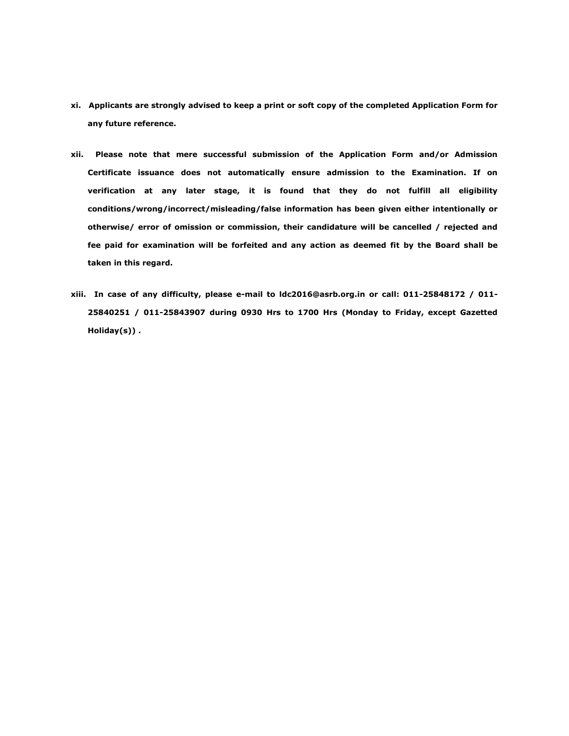**xi. Applicants are strongly advised to keep a print or soft copy of the completed Application Form for any future reference.**

**xii. Please note that mere successful submission of the Application Form and/or Admission Certificate issuance does not automatically ensure admission to the Examination. If on verification at any later stage, it is found that they do not fulfill all eligibility conditions/wrong/incorrect/misleading/false information has been given either intentionally or otherwise/ error of omission or commission, their candidature will be cancelled / rejected and fee paid for examination will be forfeited and any action as deemed fit by the Board shall be taken in this regard.**

**xiii. In case of any difficulty, please e-mail to ldc2016@asrb.org.in or call: 011-25848172 / 011-25840251 / 011-25843907 during 0930 Hrs to 1700 Hrs (Monday to Friday, except Gazetted Holiday(s)) .**